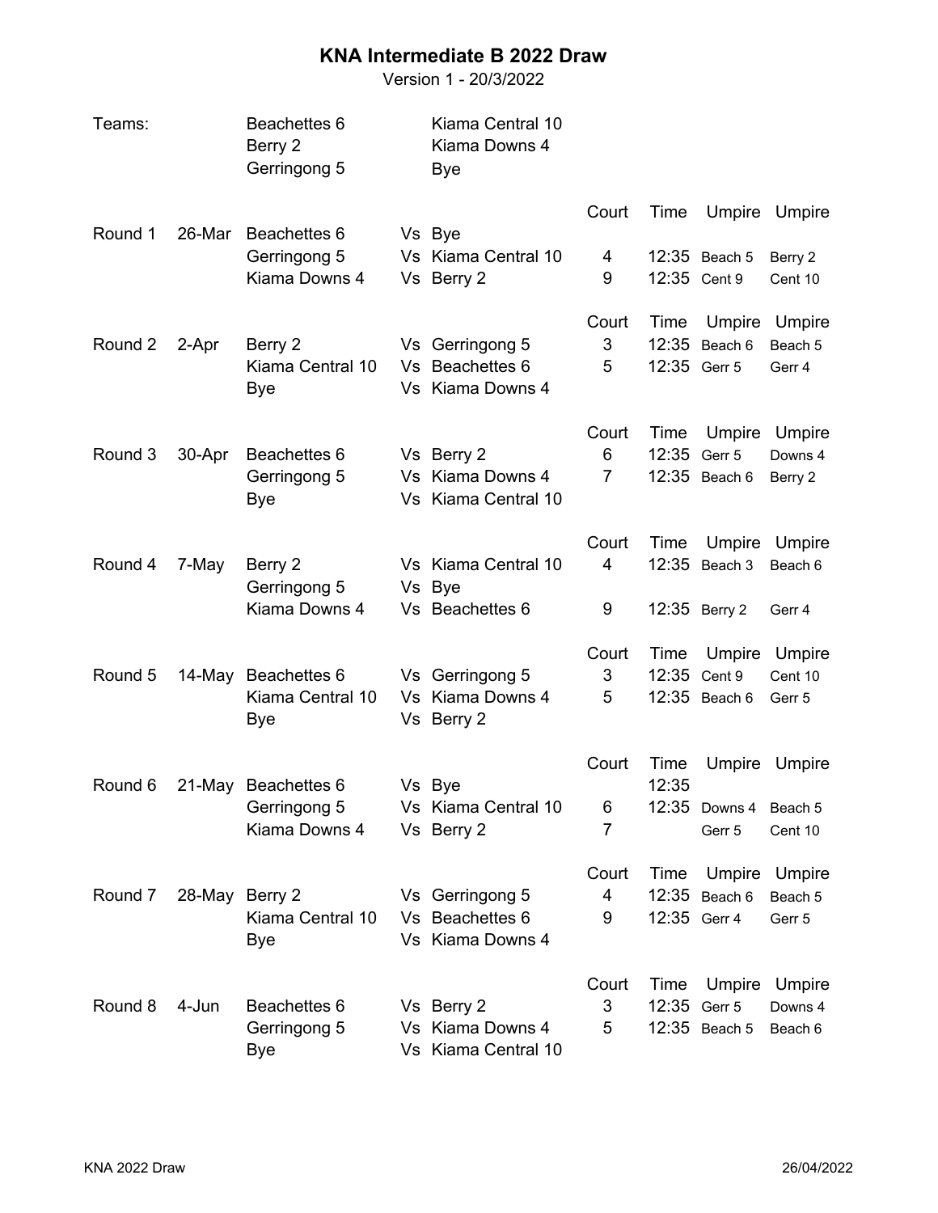# KNA Intermediate B 2022 Draw

Version 1 - 20/3/2022

| Teams: | | |
|---|---|---|
| | Beachettes 6 | Kiama Central 10 |
| | Berry 2 | Kiama Downs 4 |
| | Gerringong 5 | Bye |

| Round | Date | Team | | Team | Court | Time | Umpire | Umpire |
|---|---|---|---|---|---|---|---|---|
| Round 1 | 26-Mar | Beachettes 6 | Vs | Bye | | | | |
| | | Gerringong 5 | Vs | Kiama Central 10 | 4 | 12:35 | Beach 5 | Berry 2 |
| | | Kiama Downs 4 | Vs | Berry 2 | 9 | 12:35 | Cent 9 | Cent 10 |
| Round 2 | 2-Apr | Berry 2 | Vs | Gerringong 5 | 3 | 12:35 | Beach 6 | Beach 5 |
| | | Kiama Central 10 | Vs | Beachettes 6 | 5 | 12:35 | Gerr 5 | Gerr 4 |
| | | Bye | Vs | Kiama Downs 4 | | | | |
| Round 3 | 30-Apr | Beachettes 6 | Vs | Berry 2 | 6 | 12:35 | Gerr 5 | Downs 4 |
| | | Gerringong 5 | Vs | Kiama Downs 4 | 7 | 12:35 | Beach 6 | Berry 2 |
| | | Bye | Vs | Kiama Central 10 | | | | |
| Round 4 | 7-May | Berry 2 | Vs | Kiama Central 10 | 4 | 12:35 | Beach 3 | Beach 6 |
| | | Gerringong 5 | Vs | Bye | | | | |
| | | Kiama Downs 4 | Vs | Beachettes 6 | 9 | 12:35 | Berry 2 | Gerr 4 |
| Round 5 | 14-May | Beachettes 6 | Vs | Gerringong 5 | 3 | 12:35 | Cent 9 | Cent 10 |
| | | Kiama Central 10 | Vs | Kiama Downs 4 | 5 | 12:35 | Beach 6 | Gerr 5 |
| | | Bye | Vs | Berry 2 | | | | |
| Round 6 | 21-May | Beachettes 6 | Vs | Bye | | 12:35 | | |
| | | Gerringong 5 | Vs | Kiama Central 10 | 6 | 12:35 | Downs 4 | Beach 5 |
| | | Kiama Downs 4 | Vs | Berry 2 | 7 | | Gerr 5 | Cent 10 |
| Round 7 | 28-May | Berry 2 | Vs | Gerringong 5 | 4 | 12:35 | Beach 6 | Beach 5 |
| | | Kiama Central 10 | Vs | Beachettes 6 | 9 | 12:35 | Gerr 4 | Gerr 5 |
| | | Bye | Vs | Kiama Downs 4 | | | | |
| Round 8 | 4-Jun | Beachettes 6 | Vs | Berry 2 | 3 | 12:35 | Gerr 5 | Downs 4 |
| | | Gerringong 5 | Vs | Kiama Downs 4 | 5 | 12:35 | Beach 5 | Beach 6 |
| | | Bye | Vs | Kiama Central 10 | | | | |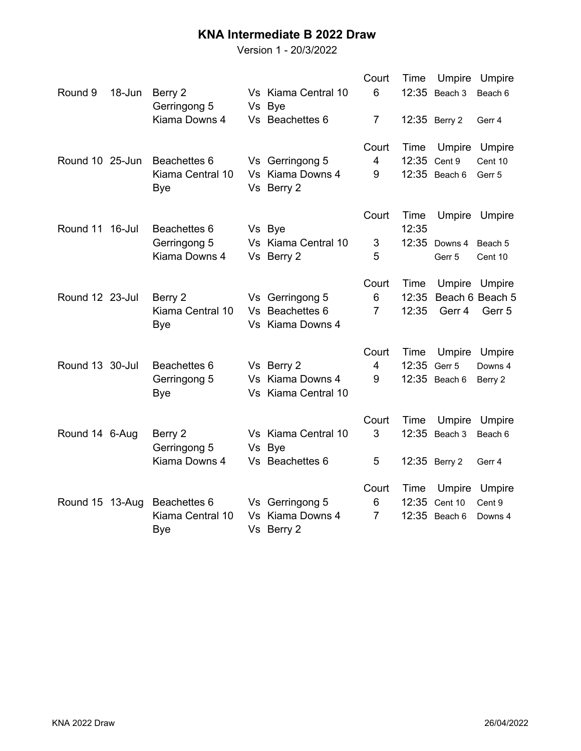# KNA Intermediate B 2022 Draw

Version 1 - 20/3/2022

| Round | Date | Team | | Team | Court | Time | Umpire | Umpire |
|---|---|---|---|---|---|---|---|---|
| Round 9 | 18-Jun | Berry 2 | Vs | Kiama Central 10 | 6 | 12:35 | Beach 3 | Beach 6 |
| | | Gerringong 5 | Vs | Bye | | | | |
| | | Kiama Downs 4 | Vs | Beachettes 6 | 7 | 12:35 | Berry 2 | Gerr 4 |
| Round 10 | 25-Jun | Beachettes 6 | Vs | Gerringong 5 | 4 | 12:35 | Cent 9 | Cent 10 |
| | | Kiama Central 10 | Vs | Kiama Downs 4 | 9 | 12:35 | Beach 6 | Gerr 5 |
| | | Bye | Vs | Berry 2 | | | | |
| Round 11 | 16-Jul | Beachettes 6 | Vs | Bye | | 12:35 | | |
| | | Gerringong 5 | Vs | Kiama Central 10 | 3 | 12:35 | Downs 4 | Beach 5 |
| | | Kiama Downs 4 | Vs | Berry 2 | 5 | | Gerr 5 | Cent 10 |
| Round 12 | 23-Jul | Berry 2 | Vs | Gerringong 5 | 6 | 12:35 | Beach 6 | Beach 5 |
| | | Kiama Central 10 | Vs | Beachettes 6 | 7 | 12:35 | Gerr 4 | Gerr 5 |
| | | Bye | Vs | Kiama Downs 4 | | | | |
| Round 13 | 30-Jul | Beachettes 6 | Vs | Berry 2 | 4 | 12:35 | Gerr 5 | Downs 4 |
| | | Gerringong 5 | Vs | Kiama Downs 4 | 9 | 12:35 | Beach 6 | Berry 2 |
| | | Bye | Vs | Kiama Central 10 | | | | |
| Round 14 | 6-Aug | Berry 2 | Vs | Kiama Central 10 | 3 | 12:35 | Beach 3 | Beach 6 |
| | | Gerringong 5 | Vs | Bye | | | | |
| | | Kiama Downs 4 | Vs | Beachettes 6 | 5 | 12:35 | Berry 2 | Gerr 4 |
| Round 15 | 13-Aug | Beachettes 6 | Vs | Gerringong 5 | 6 | 12:35 | Cent 10 | Cent 9 |
| | | Kiama Central 10 | Vs | Kiama Downs 4 | 7 | 12:35 | Beach 6 | Downs 4 |
| | | Bye | Vs | Berry 2 | | | | |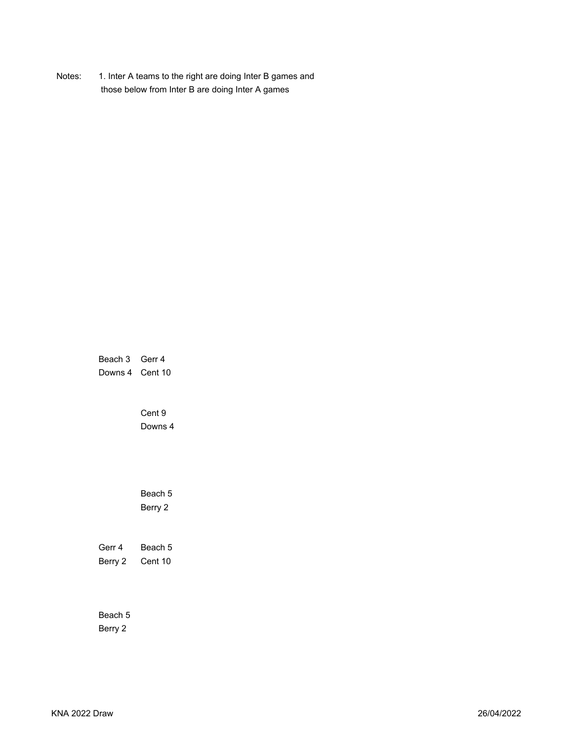Notes: 1. Inter A teams to the right are doing Inter B games and those below from Inter B are doing Inter A games

| | |
|---|---|
| Beach 3 | Gerr 4 |
| Downs 4 | Cent 10 |
| | |
| | Cent 9 |
| | Downs 4 |
| | |
| | Beach 5 |
| | Berry 2 |
| | |
| Gerr 4 | Beach 5 |
| Berry 2 | Cent 10 |
| | |
| Beach 5 | |
| Berry 2 | |

KNA 2022 Draw 26/04/2022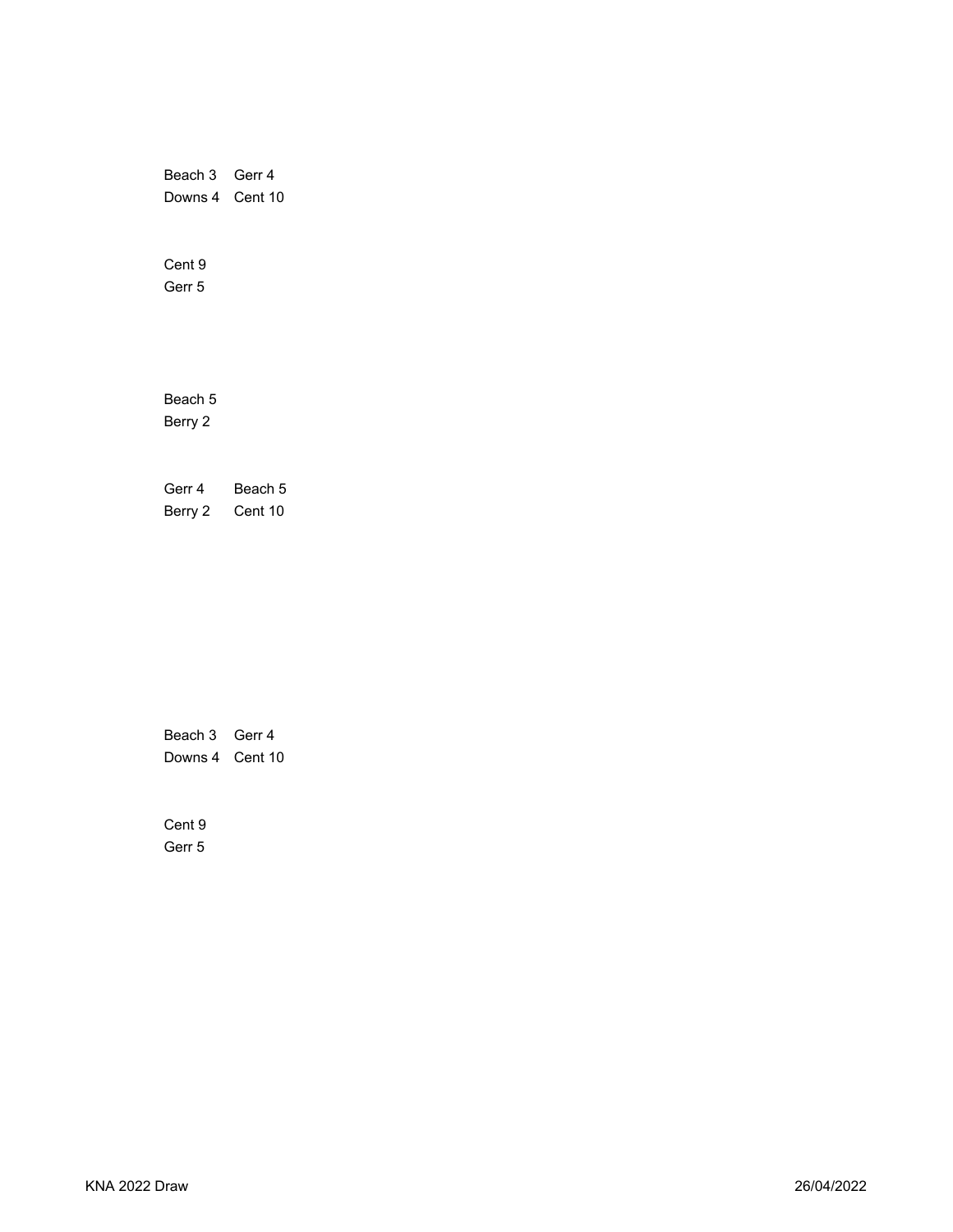| | |
|---|---|
| Beach 3 | Gerr 4 |
| Downs 4 | Cent 10 |

Cent 9
Gerr 5

Beach 5
Berry 2

| | |
|---|---|
| Gerr 4 | Beach 5 |
| Berry 2 | Cent 10 |

| | |
|---|---|
| Beach 3 | Gerr 4 |
| Downs 4 | Cent 10 |

Cent 9
Gerr 5